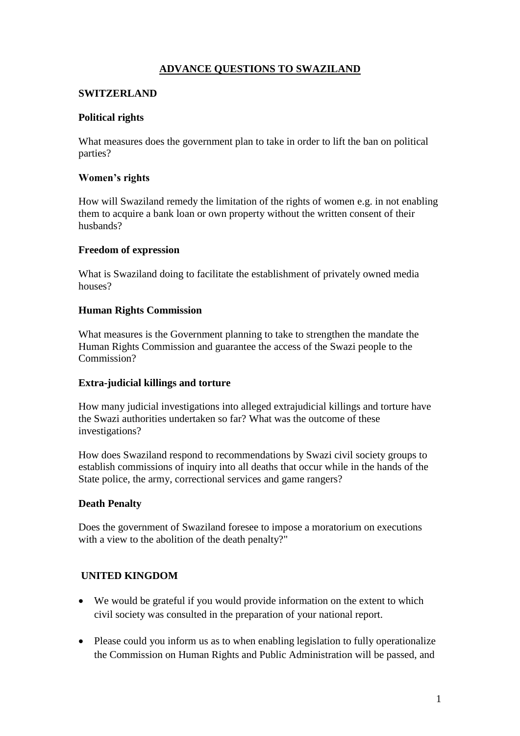# ADVANCE QUESTIONS TO SWAZILAND

## SWITZERLAND

### Political rights

What measures does the government plan to take in order to lift the ban on political parties?

### Women's rights

How will Swaziland remedy the limitation of the rights of women e.g. in not enabling them to acquire a bank loan or own property without the written consent of their husbands?

### Freedom of expression

What is Swaziland doing to facilitate the establishment of privately owned media houses?

### Human Rights Commission

What measures is the Government planning to take to strengthen the mandate the Human Rights Commission and guarantee the access of the Swazi people to the Commission?

### Extra-judicial killings and torture

How many judicial investigations into alleged extrajudicial killings and torture have the Swazi authorities undertaken so far? What was the outcome of these investigations?

How does Swaziland respond to recommendations by Swazi civil society groups to establish commissions of inquiry into all deaths that occur while in the hands of the State police, the army, correctional services and game rangers?

### Death Penalty

Does the government of Swaziland foresee to impose a moratorium on executions with a view to the abolition of the death penalty?"

## UNITED KINGDOM

- We would be grateful if you would provide information on the extent to which civil society was consulted in the preparation of your national report.
- Please could you inform us as to when enabling legislation to fully operationalize the Commission on Human Rights and Public Administration will be passed, and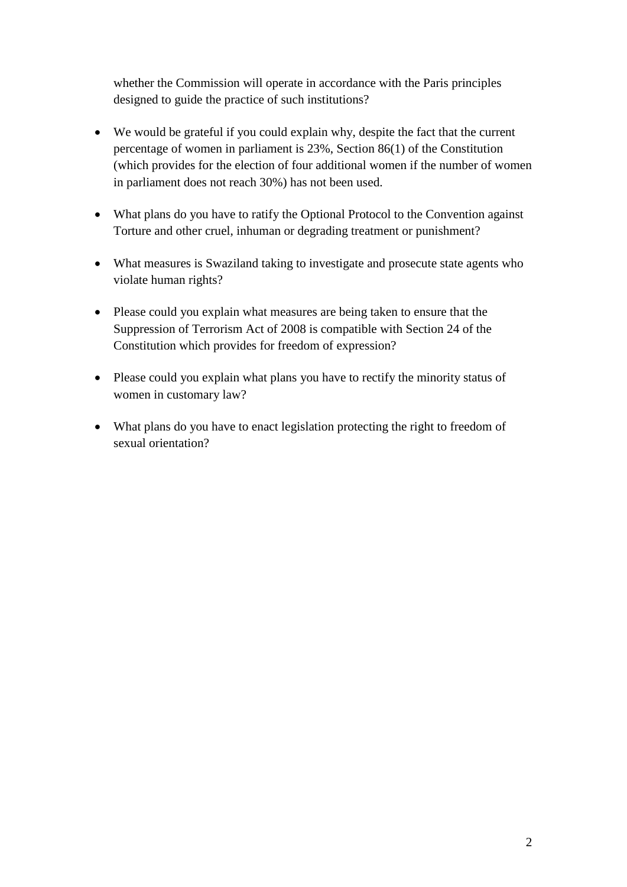whether the Commission will operate in accordance with the Paris principles designed to guide the practice of such institutions?

- We would be grateful if you could explain why, despite the fact that the current percentage of women in parliament is 23%, Section 86(1) of the Constitution (which provides for the election of four additional women if the number of women in parliament does not reach 30%) has not been used.

- What plans do you have to ratify the Optional Protocol to the Convention against Torture and other cruel, inhuman or degrading treatment or punishment?

- What measures is Swaziland taking to investigate and prosecute state agents who violate human rights?

- Please could you explain what measures are being taken to ensure that the Suppression of Terrorism Act of 2008 is compatible with Section 24 of the Constitution which provides for freedom of expression?

- Please could you explain what plans you have to rectify the minority status of women in customary law?

- What plans do you have to enact legislation protecting the right to freedom of sexual orientation?